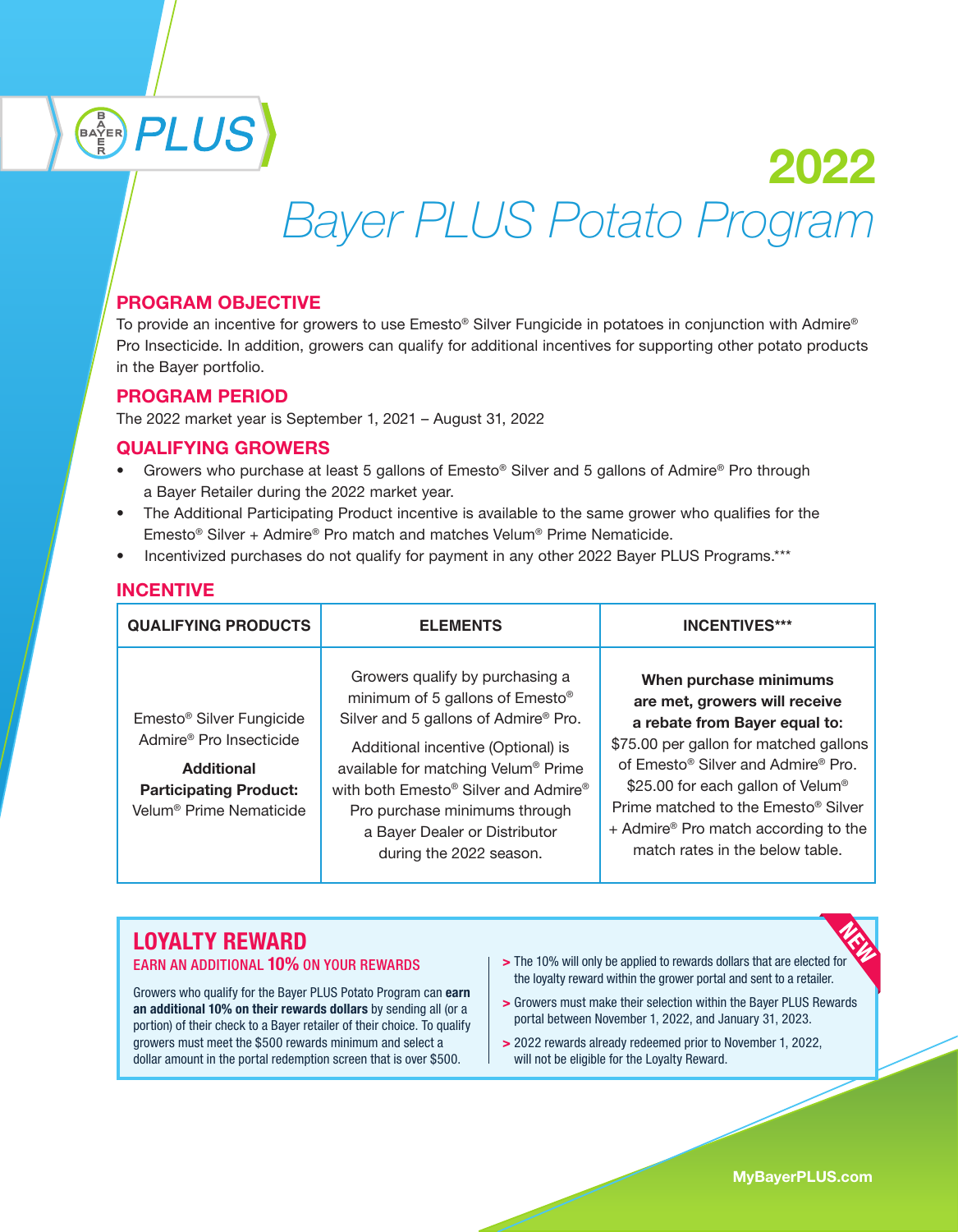# 2022 Bayer PLUS Potato Program

## PROGRAM OBJECTIVE

To provide an incentive for growers to use Emesto® Silver Fungicide in potatoes in conjunction with Admire® Pro Insecticide. In addition, growers can qualify for additional incentives for supporting other potato products in the Bayer portfolio.

## PROGRAM PERIOD

The 2022 market year is September 1, 2021 – August 31, 2022

## QUALIFYING GROWERS

- Growers who purchase at least 5 gallons of Emesto® Silver and 5 gallons of Admire® Pro through a Bayer Retailer during the 2022 market year.
- The Additional Participating Product incentive is available to the same grower who qualifies for the Emesto® Silver + Admire® Pro match and matches Velum® Prime Nematicide.
- Incentivized purchases do not qualify for payment in any other 2022 Bayer PLUS Programs.***

## INCENTIVE

| QUALIFYING PRODUCTS | ELEMENTS | INCENTIVES*** |
|---|---|---|
| Emesto® Silver Fungicide<br>Admire® Pro Insecticide<br>**Additional Participating Product:**<br>Velum® Prime Nematicide | Growers qualify by purchasing a minimum of 5 gallons of Emesto® Silver and 5 gallons of Admire® Pro.<br>Additional incentive (Optional) is available for matching Velum® Prime with both Emesto® Silver and Admire® Pro purchase minimums through a Bayer Dealer or Distributor during the 2022 season. | **When purchase minimums are met, growers will receive a rebate from Bayer equal to:**<br>$75.00 per gallon for matched gallons of Emesto® Silver and Admire® Pro.<br>$25.00 for each gallon of Velum® Prime matched to the Emesto® Silver + Admire® Pro match according to the match rates in the below table. |

## LOYALTY REWARD

NEW

### EARN AN ADDITIONAL 10% ON YOUR REWARDS

Growers who qualify for the Bayer PLUS Potato Program can **earn an additional 10% on their rewards dollars** by sending all (or a portion) of their check to a Bayer retailer of their choice. To qualify growers must meet the $500 rewards minimum and select a dollar amount in the portal redemption screen that is over $500.

- The 10% will only be applied to rewards dollars that are elected for the loyalty reward within the grower portal and sent to a retailer.
- Growers must make their selection within the Bayer PLUS Rewards portal between November 1, 2022, and January 31, 2023.
- 2022 rewards already redeemed prior to November 1, 2022, will not be eligible for the Loyalty Reward.

MyBayerPLUS.com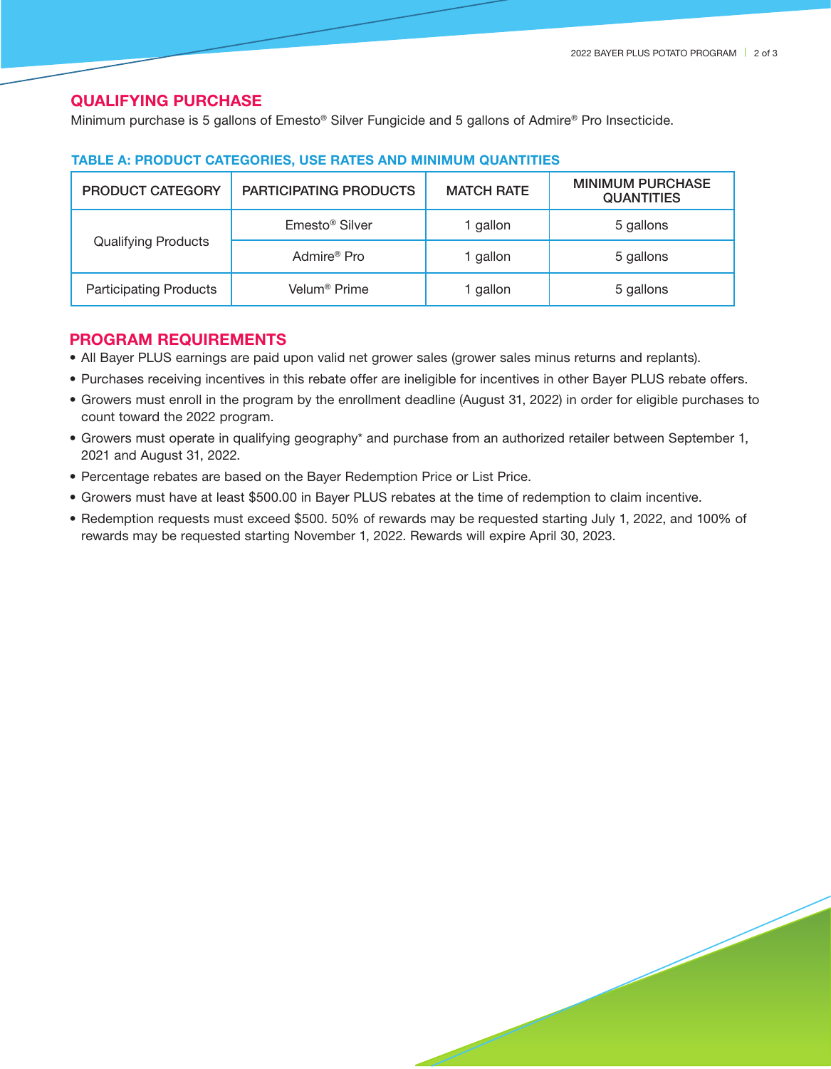## QUALIFYING PURCHASE

Minimum purchase is 5 gallons of Emesto® Silver Fungicide and 5 gallons of Admire® Pro Insecticide.

### TABLE A: PRODUCT CATEGORIES, USE RATES AND MINIMUM QUANTITIES

| PRODUCT CATEGORY | PARTICIPATING PRODUCTS | MATCH RATE | MINIMUM PURCHASE QUANTITIES |
|---|---|---|---|
| Qualifying Products | Emesto® Silver | 1 gallon | 5 gallons |
| | Admire® Pro | 1 gallon | 5 gallons |
| Participating Products | Velum® Prime | 1 gallon | 5 gallons |

## PROGRAM REQUIREMENTS

- All Bayer PLUS earnings are paid upon valid net grower sales (grower sales minus returns and replants).
- Purchases receiving incentives in this rebate offer are ineligible for incentives in other Bayer PLUS rebate offers.
- Growers must enroll in the program by the enrollment deadline (August 31, 2022) in order for eligible purchases to count toward the 2022 program.
- Growers must operate in qualifying geography* and purchase from an authorized retailer between September 1, 2021 and August 31, 2022.
- Percentage rebates are based on the Bayer Redemption Price or List Price.
- Growers must have at least $500.00 in Bayer PLUS rebates at the time of redemption to claim incentive.
- Redemption requests must exceed $500. 50% of rewards may be requested starting July 1, 2022, and 100% of rewards may be requested starting November 1, 2022. Rewards will expire April 30, 2023.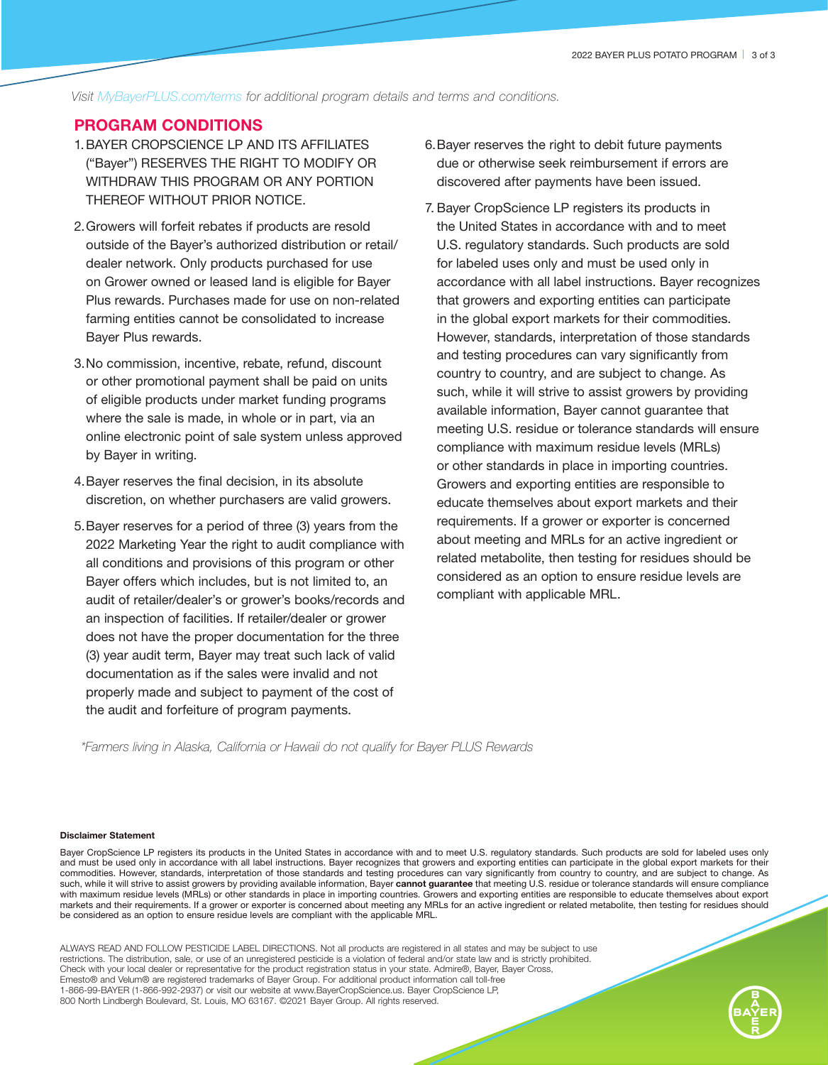*Visit MyBayerPLUS.com/terms for additional program details and terms and conditions.*

## PROGRAM CONDITIONS

1. BAYER CROPSCIENCE LP AND ITS AFFILIATES ("Bayer") RESERVES THE RIGHT TO MODIFY OR WITHDRAW THIS PROGRAM OR ANY PORTION THEREOF WITHOUT PRIOR NOTICE.
2. Growers will forfeit rebates if products are resold outside of the Bayer's authorized distribution or retail/dealer network. Only products purchased for use on Grower owned or leased land is eligible for Bayer Plus rewards. Purchases made for use on non-related farming entities cannot be consolidated to increase Bayer Plus rewards.
3. No commission, incentive, rebate, refund, discount or other promotional payment shall be paid on units of eligible products under market funding programs where the sale is made, in whole or in part, via an online electronic point of sale system unless approved by Bayer in writing.
4. Bayer reserves the final decision, in its absolute discretion, on whether purchasers are valid growers.
5. Bayer reserves for a period of three (3) years from the 2022 Marketing Year the right to audit compliance with all conditions and provisions of this program or other Bayer offers which includes, but is not limited to, an audit of retailer/dealer's or grower's books/records and an inspection of facilities. If retailer/dealer or grower does not have the proper documentation for the three (3) year audit term, Bayer may treat such lack of valid documentation as if the sales were invalid and not properly made and subject to payment of the cost of the audit and forfeiture of program payments.
6. Bayer reserves the right to debit future payments due or otherwise seek reimbursement if errors are discovered after payments have been issued.
7. Bayer CropScience LP registers its products in the United States in accordance with and to meet U.S. regulatory standards. Such products are sold for labeled uses only and must be used only in accordance with all label instructions. Bayer recognizes that growers and exporting entities can participate in the global export markets for their commodities. However, standards, interpretation of those standards and testing procedures can vary significantly from country to country, and are subject to change. As such, while it will strive to assist growers by providing available information, Bayer cannot guarantee that meeting U.S. residue or tolerance standards will ensure compliance with maximum residue levels (MRLs) or other standards in place in importing countries. Growers and exporting entities are responsible to educate themselves about export markets and their requirements. If a grower or exporter is concerned about meeting and MRLs for an active ingredient or related metabolite, then testing for residues should be considered as an option to ensure residue levels are compliant with applicable MRL.

*\*Farmers living in Alaska, California or Hawaii do not qualify for Bayer PLUS Rewards*

**Disclaimer Statement**

Bayer CropScience LP registers its products in the United States in accordance with and to meet U.S. regulatory standards. Such products are sold for labeled uses only and must be used only in accordance with all label instructions. Bayer recognizes that growers and exporting entities can participate in the global export markets for their commodities. However, standards, interpretation of those standards and testing procedures can vary significantly from country to country, and are subject to change. As such, while it will strive to assist growers by providing available information, Bayer **cannot guarantee** that meeting U.S. residue or tolerance standards will ensure compliance with maximum residue levels (MRLs) or other standards in place in importing countries. Growers and exporting entities are responsible to educate themselves about export markets and their requirements. If a grower or exporter is concerned about meeting any MRLs for an active ingredient or related metabolite, then testing for residues should be considered as an option to ensure residue levels are compliant with the applicable MRL.

ALWAYS READ AND FOLLOW PESTICIDE LABEL DIRECTIONS. Not all products are registered in all states and may be subject to use restrictions. The distribution, sale, or use of an unregistered pesticide is a violation of federal and/or state law and is strictly prohibited. Check with your local dealer or representative for the product registration status in your state. Admire®, Bayer, Bayer Cross, Emesto® and Velum® are registered trademarks of Bayer Group. For additional product information call toll-free 1-866-99-BAYER (1-866-992-2937) or visit our website at www.BayerCropScience.us. Bayer CropScience LP, 800 North Lindbergh Boulevard, St. Louis, MO 63167. ©2021 Bayer Group. All rights reserved.